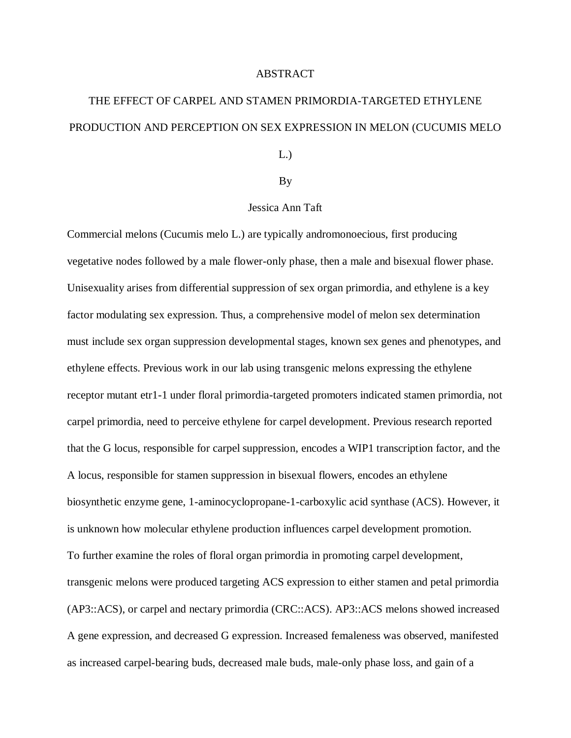# ABSTRACT

## THE EFFECT OF CARPEL AND STAMEN PRIMORDIA-TARGETED ETHYLENE PRODUCTION AND PERCEPTION ON SEX EXPRESSION IN MELON (CUCUMIS MELO L.)

By

Jessica Ann Taft

Commercial melons (Cucumis melo L.) are typically andromonoecious, first producing vegetative nodes followed by a male flower-only phase, then a male and bisexual flower phase. Unisexuality arises from differential suppression of sex organ primordia, and ethylene is a key factor modulating sex expression. Thus, a comprehensive model of melon sex determination must include sex organ suppression developmental stages, known sex genes and phenotypes, and ethylene effects. Previous work in our lab using transgenic melons expressing the ethylene receptor mutant etr1-1 under floral primordia-targeted promoters indicated stamen primordia, not carpel primordia, need to perceive ethylene for carpel development. Previous research reported that the G locus, responsible for carpel suppression, encodes a WIP1 transcription factor, and the A locus, responsible for stamen suppression in bisexual flowers, encodes an ethylene biosynthetic enzyme gene, 1-aminocyclopropane-1-carboxylic acid synthase (ACS). However, it is unknown how molecular ethylene production influences carpel development promotion.

To further examine the roles of floral organ primordia in promoting carpel development, transgenic melons were produced targeting ACS expression to either stamen and petal primordia (AP3::ACS), or carpel and nectary primordia (CRC::ACS). AP3::ACS melons showed increased A gene expression, and decreased G expression. Increased femaleness was observed, manifested as increased carpel-bearing buds, decreased male buds, male-only phase loss, and gain of a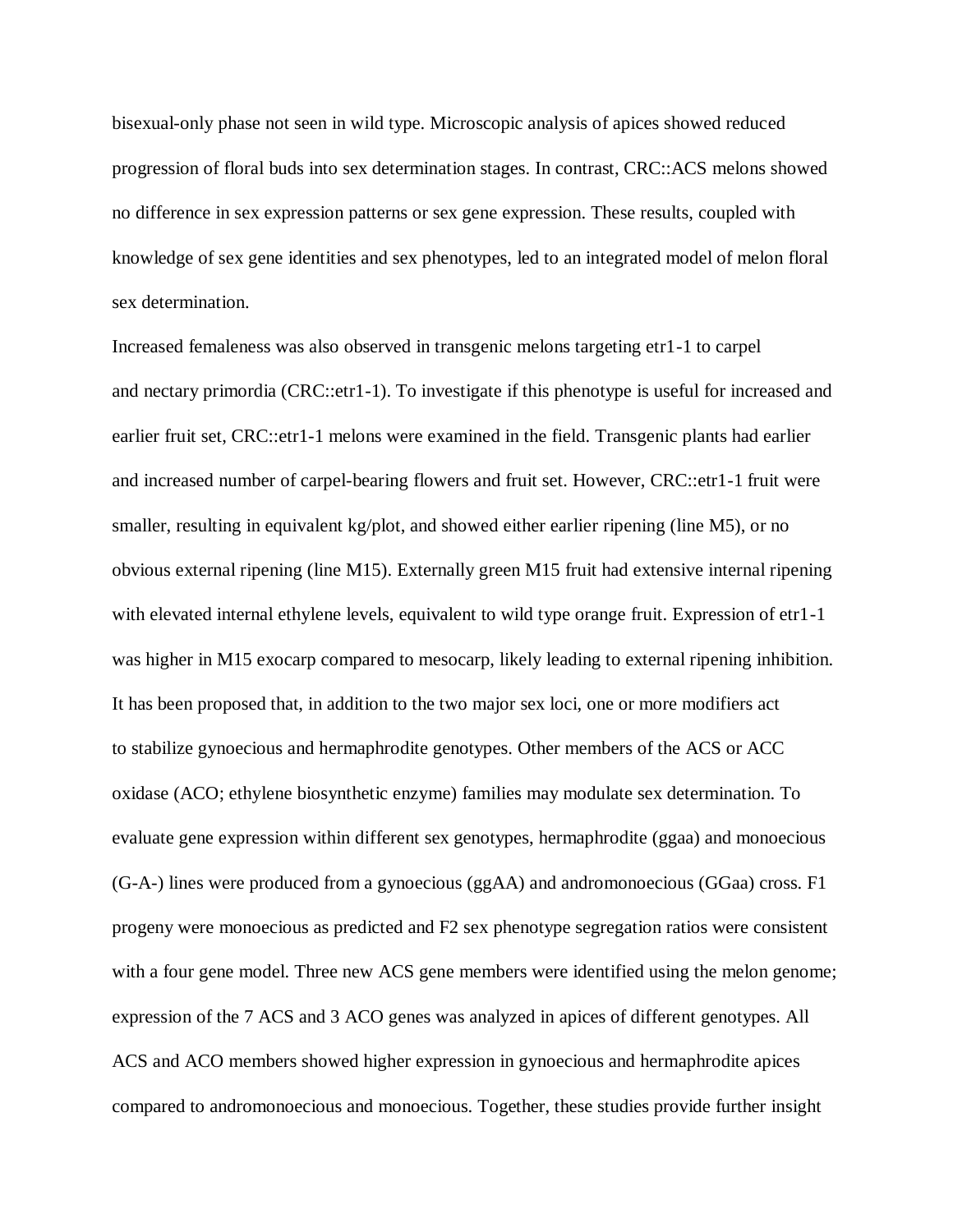bisexual-only phase not seen in wild type. Microscopic analysis of apices showed reduced progression of floral buds into sex determination stages. In contrast, CRC::ACS melons showed no difference in sex expression patterns or sex gene expression. These results, coupled with knowledge of sex gene identities and sex phenotypes, led to an integrated model of melon floral sex determination.

Increased femaleness was also observed in transgenic melons targeting etr1-1 to carpel and nectary primordia (CRC::etr1-1). To investigate if this phenotype is useful for increased and earlier fruit set, CRC::etr1-1 melons were examined in the field. Transgenic plants had earlier and increased number of carpel-bearing flowers and fruit set. However, CRC::etr1-1 fruit were smaller, resulting in equivalent kg/plot, and showed either earlier ripening (line M5), or no obvious external ripening (line M15). Externally green M15 fruit had extensive internal ripening with elevated internal ethylene levels, equivalent to wild type orange fruit. Expression of etr1-1 was higher in M15 exocarp compared to mesocarp, likely leading to external ripening inhibition. It has been proposed that, in addition to the two major sex loci, one or more modifiers act to stabilize gynoecious and hermaphrodite genotypes. Other members of the ACS or ACC oxidase (ACO; ethylene biosynthetic enzyme) families may modulate sex determination. To evaluate gene expression within different sex genotypes, hermaphrodite (ggaa) and monoecious (G-A-) lines were produced from a gynoecious (ggAA) and andromonoecious (GGaa) cross. F1 progeny were monoecious as predicted and F2 sex phenotype segregation ratios were consistent with a four gene model. Three new ACS gene members were identified using the melon genome; expression of the 7 ACS and 3 ACO genes was analyzed in apices of different genotypes. All ACS and ACO members showed higher expression in gynoecious and hermaphrodite apices compared to andromonoecious and monoecious. Together, these studies provide further insight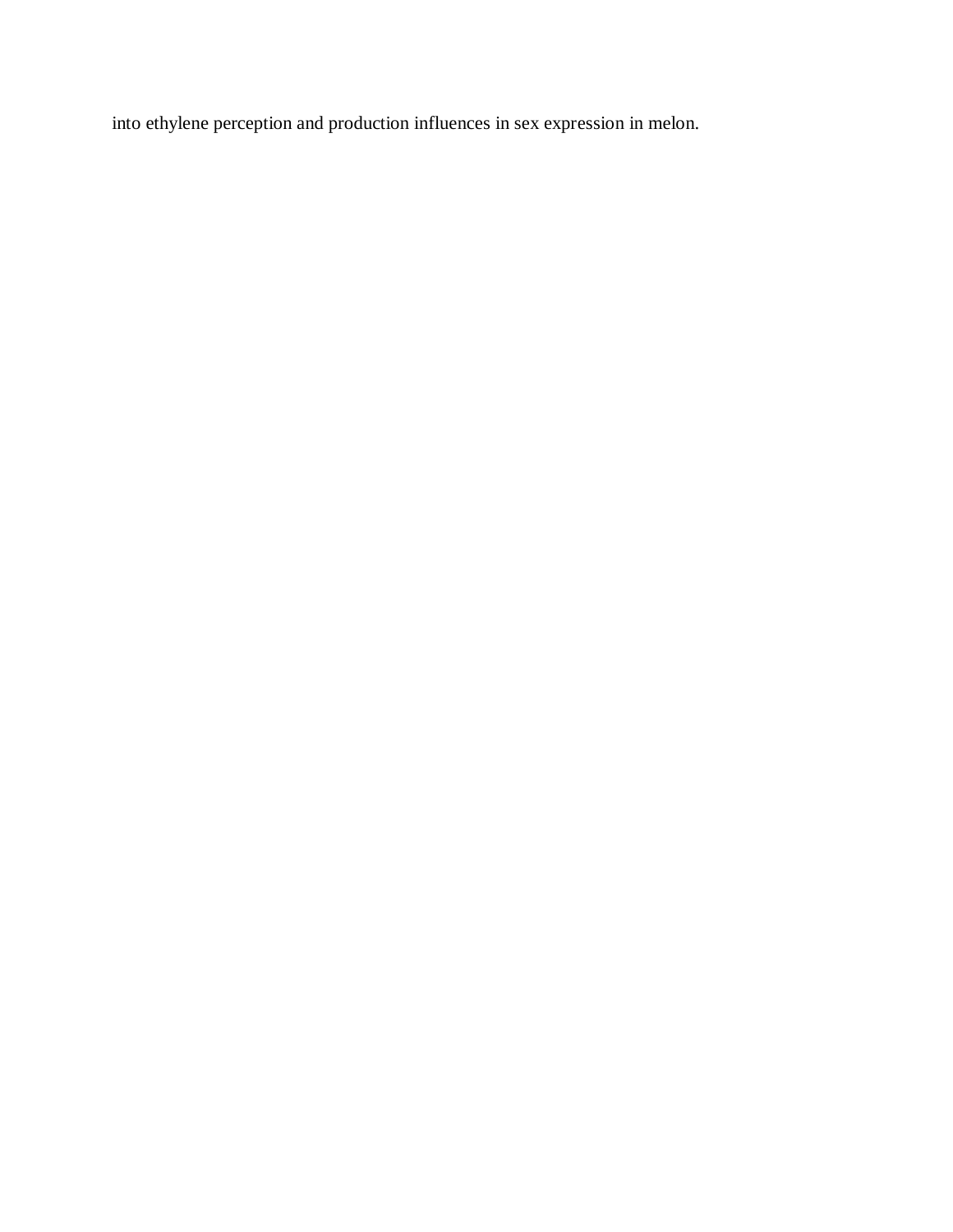into ethylene perception and production influences in sex expression in melon.